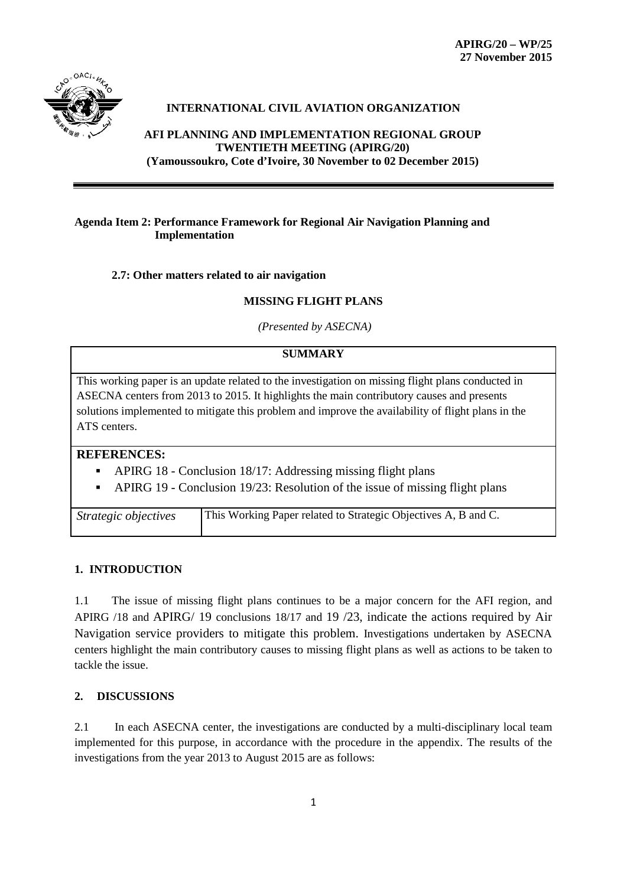**APIRG/20 – WP/25**
**27 November 2015**

**INTERNATIONAL CIVIL AVIATION ORGANIZATION**

**AFI PLANNING AND IMPLEMENTATION REGIONAL GROUP TWENTIETH MEETING (APIRG/20)**
**(Yamoussoukro, Cote d'Ivoire, 30 November to 02 December 2015)**

---

**Agenda Item 2: Performance Framework for Regional Air Navigation Planning and Implementation**

**2.7: Other matters related to air navigation**

**MISSING FLIGHT PLANS**

*(Presented by ASECNA)*

| **SUMMARY** | |
|---|---|
| This working paper is an update related to the investigation on missing flight plans conducted in ASECNA centers from 2013 to 2015. It highlights the main contributory causes and presents solutions implemented to mitigate this problem and improve the availability of flight plans in the ATS centers. | |
| **REFERENCES:**<br>▪ APIRG 18 - Conclusion 18/17: Addressing missing flight plans<br>▪ APIRG 19 - Conclusion 19/23: Resolution of the issue of missing flight plans | |
| *Strategic objectives* | This Working Paper related to Strategic Objectives A, B and C. |

## 1. INTRODUCTION

1.1 The issue of missing flight plans continues to be a major concern for the AFI region, and APIRG /18 and APIRG/ 19 conclusions 18/17 and 19 /23, indicate the actions required by Air Navigation service providers to mitigate this problem. Investigations undertaken by ASECNA centers highlight the main contributory causes to missing flight plans as well as actions to be taken to tackle the issue.

## 2. DISCUSSIONS

2.1 In each ASECNA center, the investigations are conducted by a multi-disciplinary local team implemented for this purpose, in accordance with the procedure in the appendix. The results of the investigations from the year 2013 to August 2015 are as follows: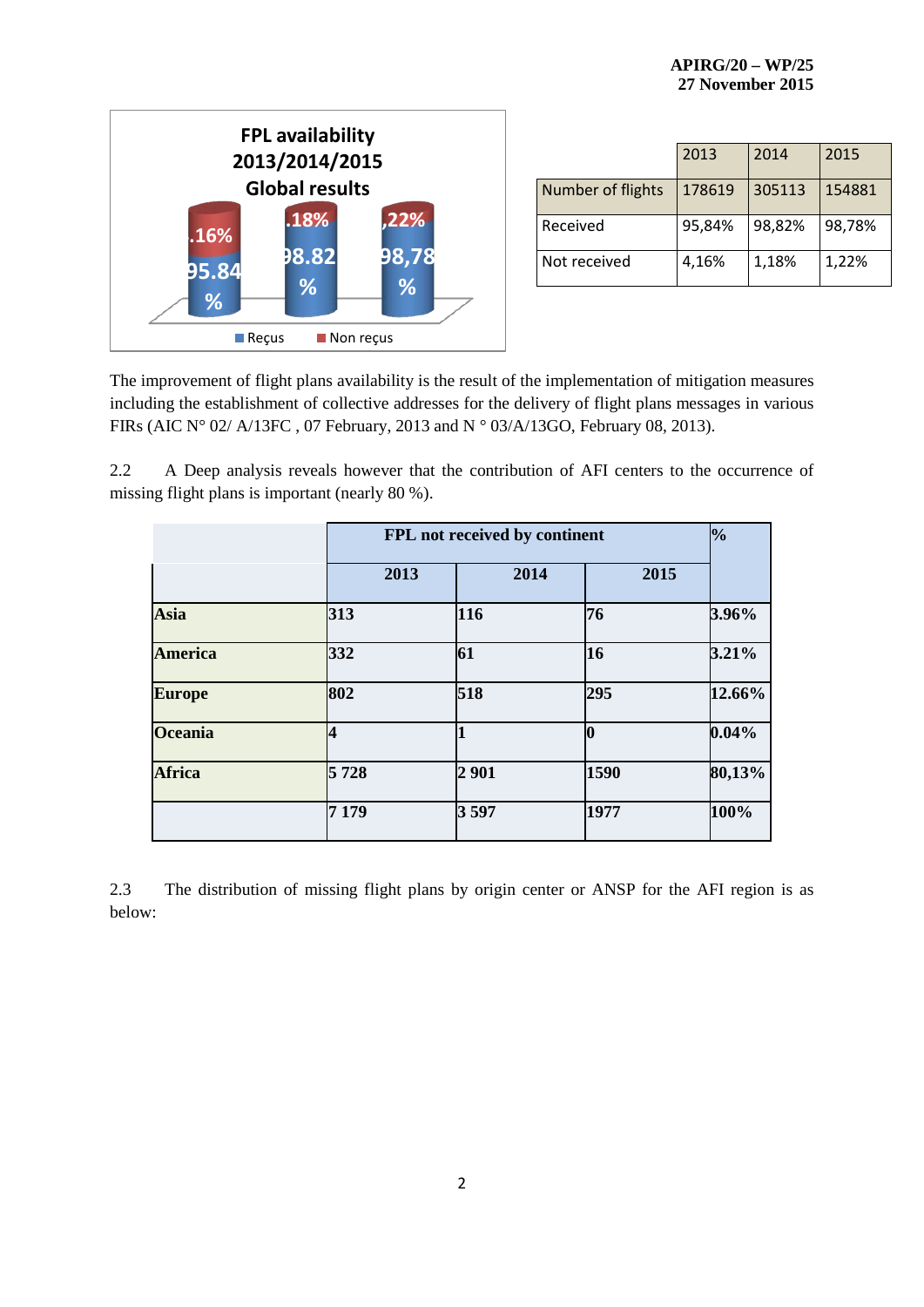| | 2013 | 2014 | 2015 |
|---|---|---|---|
| Number of flights | 178619 | 305113 | 154881 |
| Received | 95,84% | 98,82% | 98,78% |
| Not received | 4,16% | 1,18% | 1,22% |

The improvement of flight plans availability is the result of the implementation of mitigation measures including the establishment of collective addresses for the delivery of flight plans messages in various FIRs (AIC N° 02/ A/13FC , 07 February, 2013 and N ° 03/A/13GO, February 08, 2013).

2.2 A Deep analysis reveals however that the contribution of AFI centers to the occurrence of missing flight plans is important (nearly 80 %).

| | FPL not received by continent | | | % |
|---|---|---|---|---|
| | **2013** | **2014** | **2015** | |
| **Asia** | **313** | **116** | **76** | **3.96%** |
| **America** | **332** | **61** | **16** | **3.21%** |
| **Europe** | **802** | **518** | **295** | **12.66%** |
| **Oceania** | **4** | **1** | **0** | **0.04%** |
| **Africa** | **5 728** | **2 901** | **1590** | **80,13%** |
| | **7 179** | **3 597** | **1977** | **100%** |

2.3 The distribution of missing flight plans by origin center or ANSP for the AFI region is as below: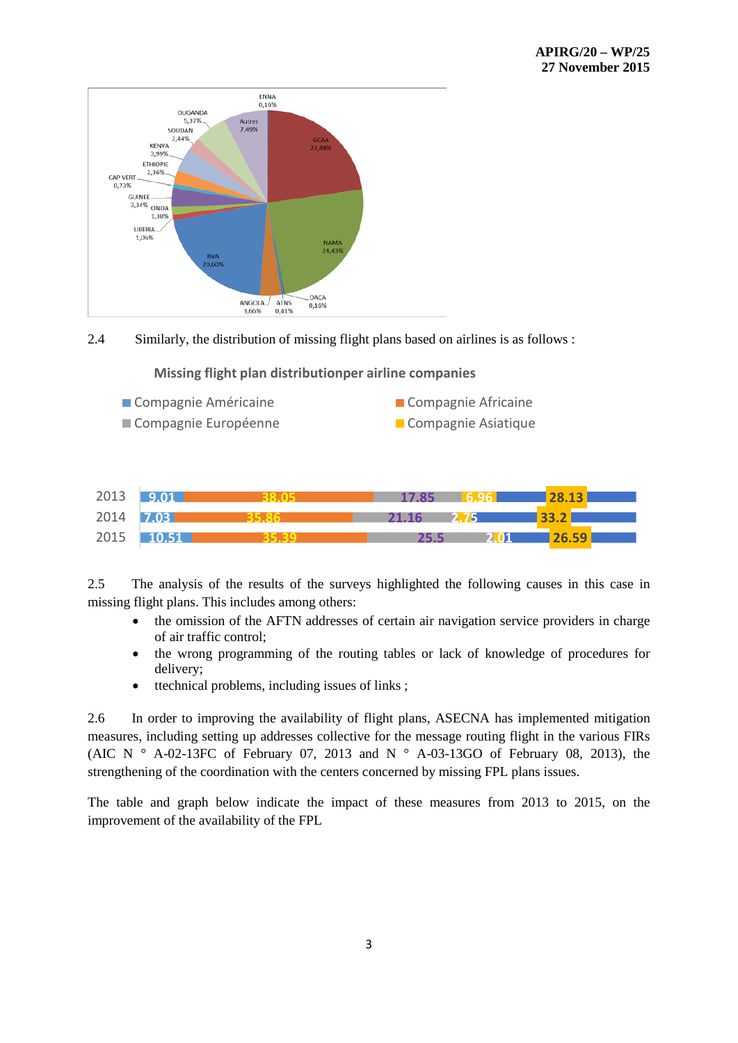2.4 Similarly, the distribution of missing flight plans based on airlines is as follows :

2.5 The analysis of the results of the surveys highlighted the following causes in this case in missing flight plans. This includes among others:

- the omission of the AFTN addresses of certain air navigation service providers in charge of air traffic control;
- the wrong programming of the routing tables or lack of knowledge of procedures for delivery;
- ttechnical problems, including issues of links ;

2.6 In order to improving the availability of flight plans, ASECNA has implemented mitigation measures, including setting up addresses collective for the message routing flight in the various FIRs (AIC N ° A-02-13FC of February 07, 2013 and N ° A-03-13GO of February 08, 2013), the strengthening of the coordination with the centers concerned by missing FPL plans issues.

The table and graph below indicate the impact of these measures from 2013 to 2015, on the improvement of the availability of the FPL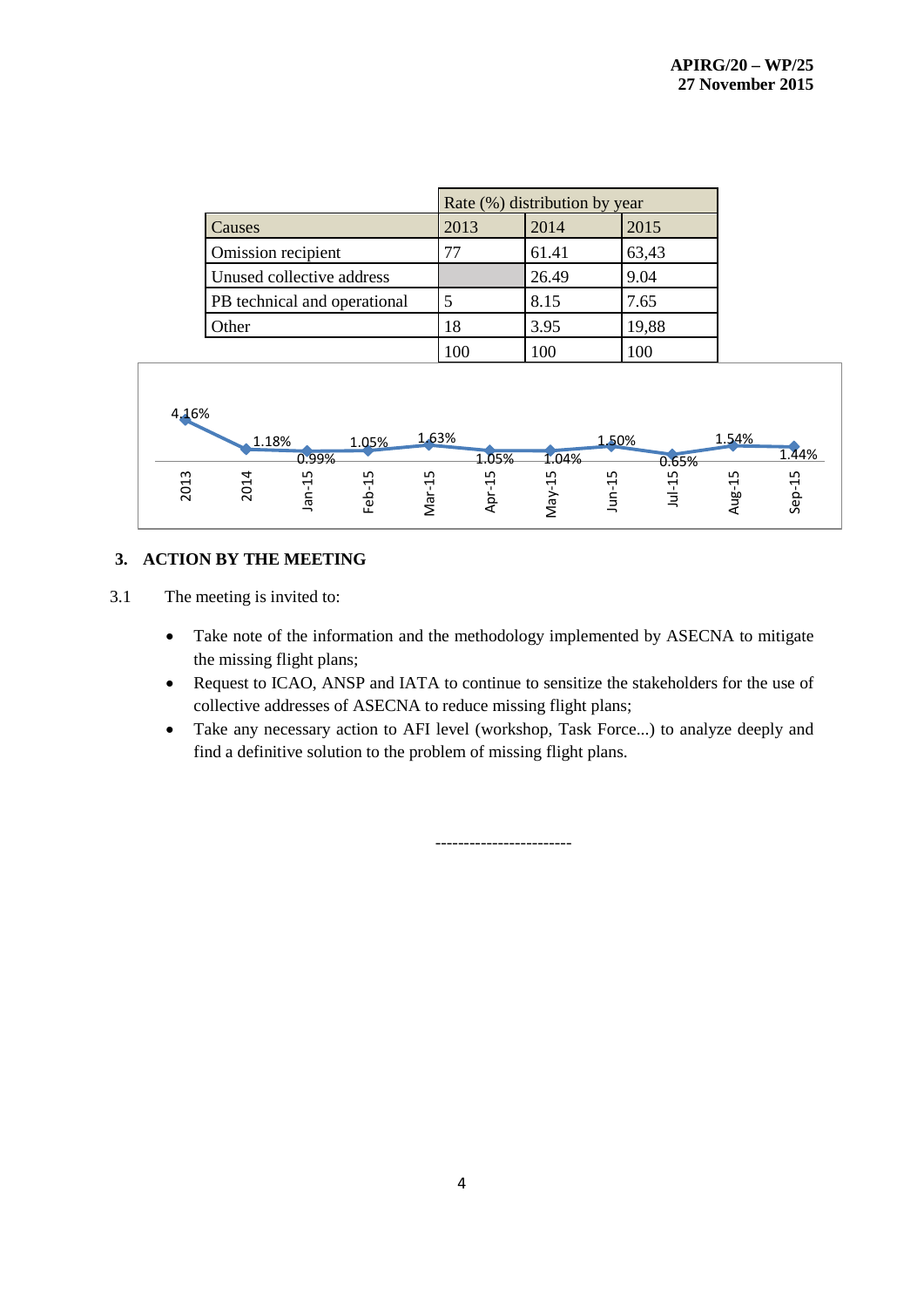| | Rate (%) distribution by year | | |
|---|---|---|---|
| Causes | 2013 | 2014 | 2015 |
| Omission recipient | 77 | 61.41 | 63,43 |
| Unused collective address | | 26.49 | 9.04 |
| PB technical and operational | 5 | 8.15 | 7.65 |
| Other | 18 | 3.95 | 19,88 |
| | 100 | 100 | 100 |

| 2013 | 2014 | Jan-15 | Feb-15 | Mar-15 | Apr-15 | May-15 | Jun-15 | Jul-15 | Aug-15 | Sep-15 |
|---|---|---|---|---|---|---|---|---|---|---|
| 4.16% | 1.18% | 0.99% | 1.05% | 1.63% | 1.05% | 1.04% | 1.50% | 0.65% | 1.54% | 1.44% |

## 3. ACTION BY THE MEETING

3.1 The meeting is invited to:

- Take note of the information and the methodology implemented by ASECNA to mitigate the missing flight plans;
- Request to ICAO, ANSP and IATA to continue to sensitize the stakeholders for the use of collective addresses of ASECNA to reduce missing flight plans;
- Take any necessary action to AFI level (workshop, Task Force...) to analyze deeply and find a definitive solution to the problem of missing flight plans.

-----------------------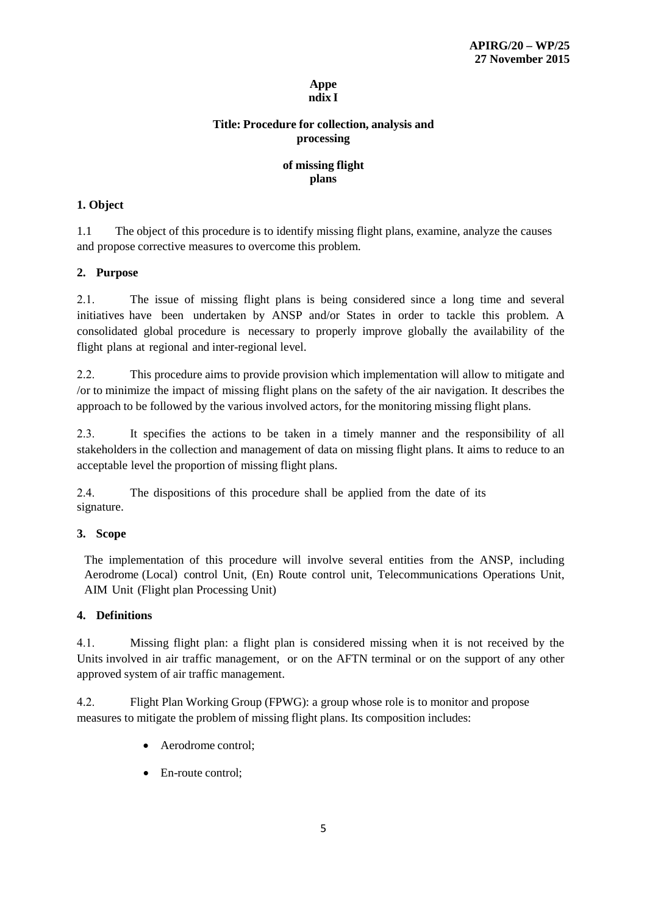**Appendix I**

**Title: Procedure for collection, analysis and processing of missing flight plans**

## 1. Object

1.1 The object of this procedure is to identify missing flight plans, examine, analyze the causes and propose corrective measures to overcome this problem.

## 2. Purpose

2.1. The issue of missing flight plans is being considered since a long time and several initiatives have been undertaken by ANSP and/or States in order to tackle this problem. A consolidated global procedure is necessary to properly improve globally the availability of the flight plans at regional and inter-regional level.

2.2. This procedure aims to provide provision which implementation will allow to mitigate and /or to minimize the impact of missing flight plans on the safety of the air navigation. It describes the approach to be followed by the various involved actors, for the monitoring missing flight plans.

2.3. It specifies the actions to be taken in a timely manner and the responsibility of all stakeholders in the collection and management of data on missing flight plans. It aims to reduce to an acceptable level the proportion of missing flight plans.

2.4. The dispositions of this procedure shall be applied from the date of its signature.

## 3. Scope

The implementation of this procedure will involve several entities from the ANSP, including Aerodrome (Local) control Unit, (En) Route control unit, Telecommunications Operations Unit, AIM Unit (Flight plan Processing Unit)

## 4. Definitions

4.1. Missing flight plan: a flight plan is considered missing when it is not received by the Units involved in air traffic management, or on the AFTN terminal or on the support of any other approved system of air traffic management.

4.2. Flight Plan Working Group (FPWG): a group whose role is to monitor and propose measures to mitigate the problem of missing flight plans. Its composition includes:

- Aerodrome control;
- En-route control;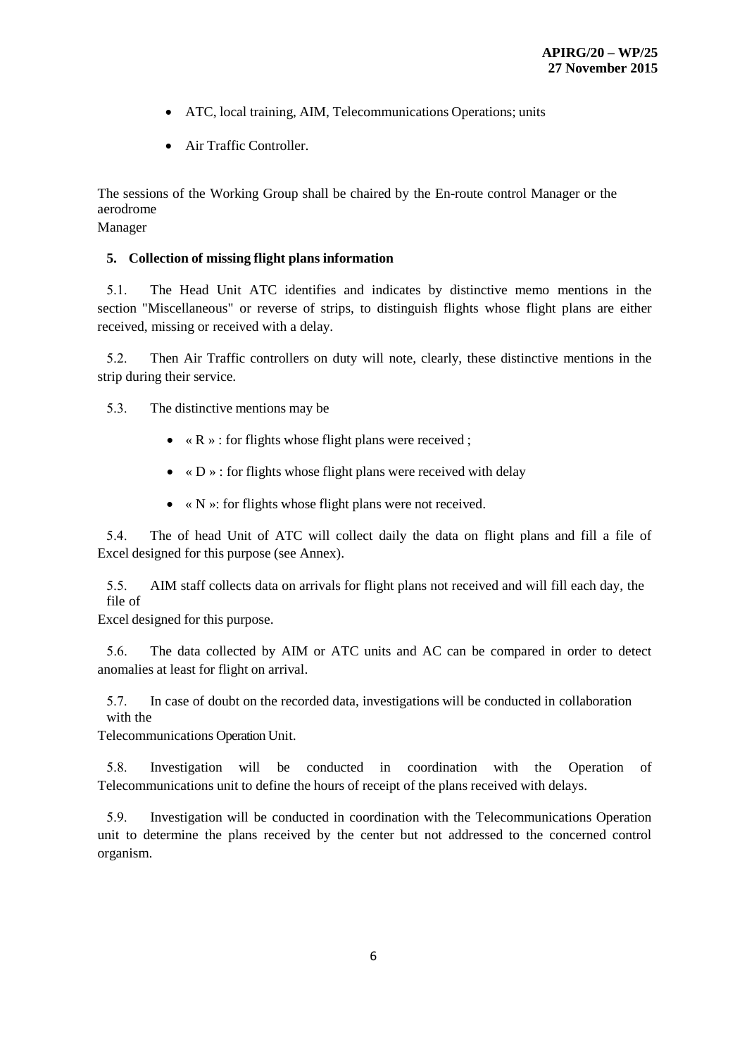- ATC, local training, AIM, Telecommunications Operations; units
- Air Traffic Controller.

The sessions of the Working Group shall be chaired by the En-route control Manager or the aerodrome Manager

**5. Collection of missing flight plans information**

5.1. The Head Unit ATC identifies and indicates by distinctive memo mentions in the section "Miscellaneous" or reverse of strips, to distinguish flights whose flight plans are either received, missing or received with a delay.

5.2. Then Air Traffic controllers on duty will note, clearly, these distinctive mentions in the strip during their service.

5.3. The distinctive mentions may be

- « R » : for flights whose flight plans were received ;
- « D » : for flights whose flight plans were received with delay
- « N »: for flights whose flight plans were not received.

5.4. The of head Unit of ATC will collect daily the data on flight plans and fill a file of Excel designed for this purpose (see Annex).

5.5. AIM staff collects data on arrivals for flight plans not received and will fill each day, the file of Excel designed for this purpose.

5.6. The data collected by AIM or ATC units and AC can be compared in order to detect anomalies at least for flight on arrival.

5.7. In case of doubt on the recorded data, investigations will be conducted in collaboration with the Telecommunications Operation Unit.

5.8. Investigation will be conducted in coordination with the Operation of Telecommunications unit to define the hours of receipt of the plans received with delays.

5.9. Investigation will be conducted in coordination with the Telecommunications Operation unit to determine the plans received by the center but not addressed to the concerned control organism.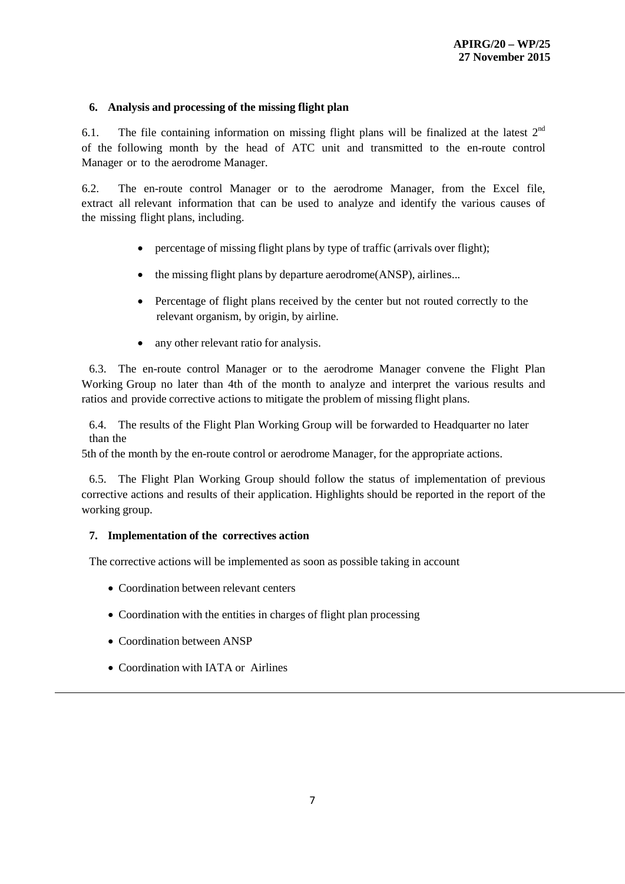## 6. Analysis and processing of the missing flight plan

6.1. The file containing information on missing flight plans will be finalized at the latest 2nd of the following month by the head of ATC unit and transmitted to the en-route control Manager or to the aerodrome Manager.

6.2. The en-route control Manager or to the aerodrome Manager, from the Excel file, extract all relevant information that can be used to analyze and identify the various causes of the missing flight plans, including.

- percentage of missing flight plans by type of traffic (arrivals over flight);
- the missing flight plans by departure aerodrome(ANSP), airlines...
- Percentage of flight plans received by the center but not routed correctly to the relevant organism, by origin, by airline.
- any other relevant ratio for analysis.

6.3. The en-route control Manager or to the aerodrome Manager convene the Flight Plan Working Group no later than 4th of the month to analyze and interpret the various results and ratios and provide corrective actions to mitigate the problem of missing flight plans.

6.4. The results of the Flight Plan Working Group will be forwarded to Headquarter no later than the 5th of the month by the en-route control or aerodrome Manager, for the appropriate actions.

6.5. The Flight Plan Working Group should follow the status of implementation of previous corrective actions and results of their application. Highlights should be reported in the report of the working group.

## 7. Implementation of the correctives action

The corrective actions will be implemented as soon as possible taking in account

- Coordination between relevant centers
- Coordination with the entities in charges of flight plan processing
- Coordination between ANSP
- Coordination with IATA or Airlines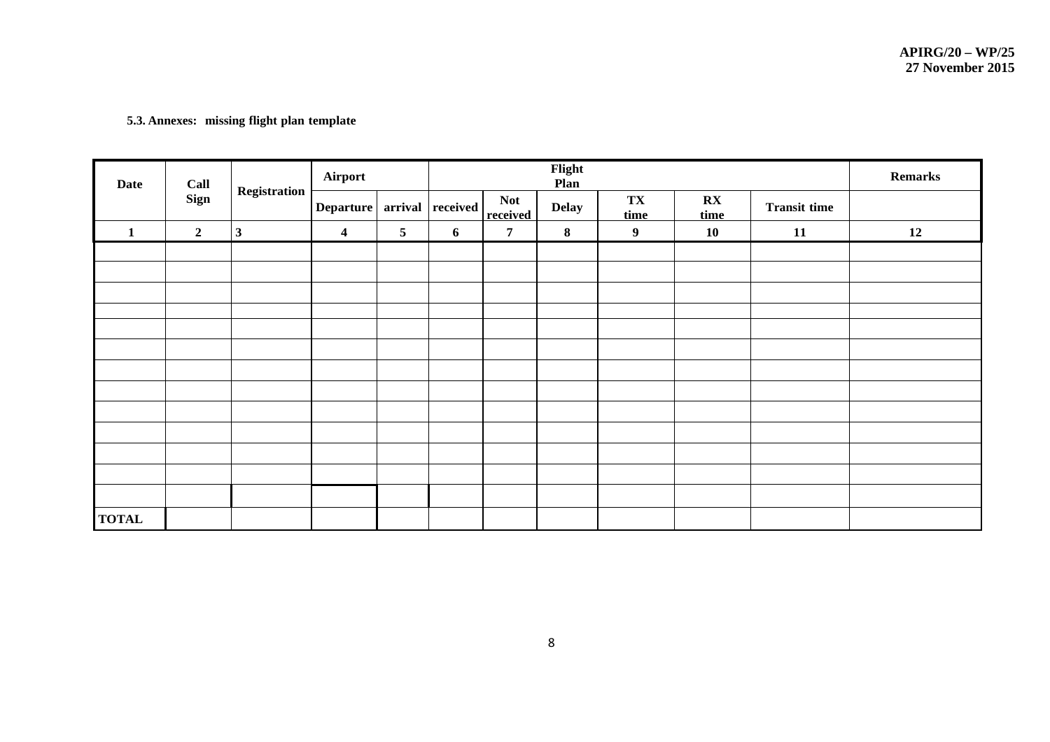**5.3. Annexes: missing flight plan template**

| Date | Call Sign | Registration | Airport | | Flight Plan | | | | | | Remarks |
|---|---|---|---|---|---|---|---|---|---|---|---|
| | | | Departure | arrival | received | Not received | Delay | TX time | RX time | Transit time | |
| 1 | 2 | 3 | 4 | 5 | 6 | 7 | 8 | 9 | 10 | 11 | 12 |
| | | | | | | | | | | | |
| | | | | | | | | | | | |
| | | | | | | | | | | | |
| | | | | | | | | | | | |
| | | | | | | | | | | | |
| | | | | | | | | | | | |
| | | | | | | | | | | | |
| | | | | | | | | | | | |
| | | | | | | | | | | | |
| | | | | | | | | | | | |
| | | | | | | | | | | | |
| | | | | | | | | | | | |
| | | | | | | | | | | | |
| TOTAL | | | | | | | | | | | |